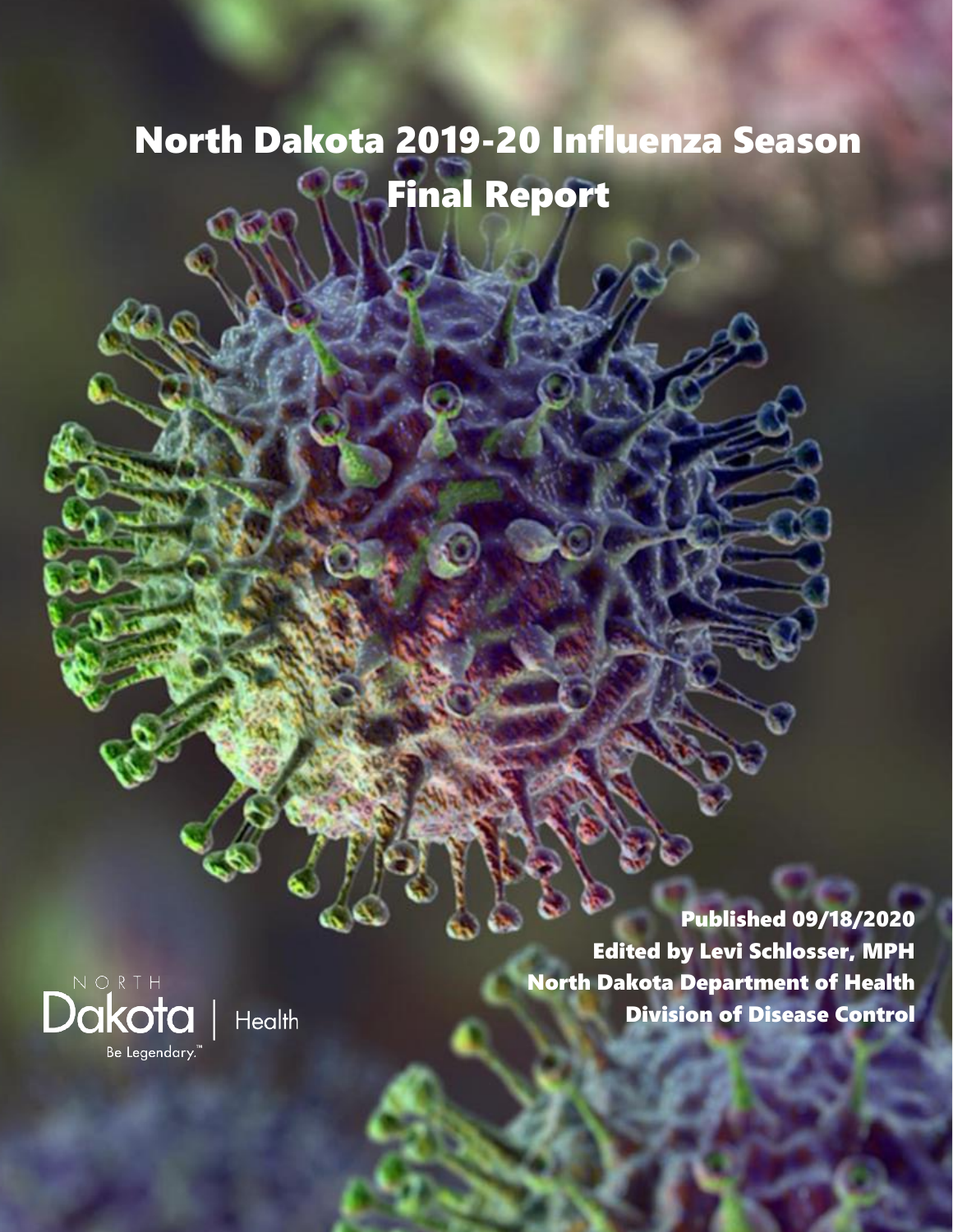# North Dakota 2019-20 Influenza Season Final Report

**Published 09/18/2020**
**Edited by Levi Schlosser, MPH**
**North Dakota Department of Health**
**Division of Disease Control**

NORTH Dakota | Health
Be Legendary.™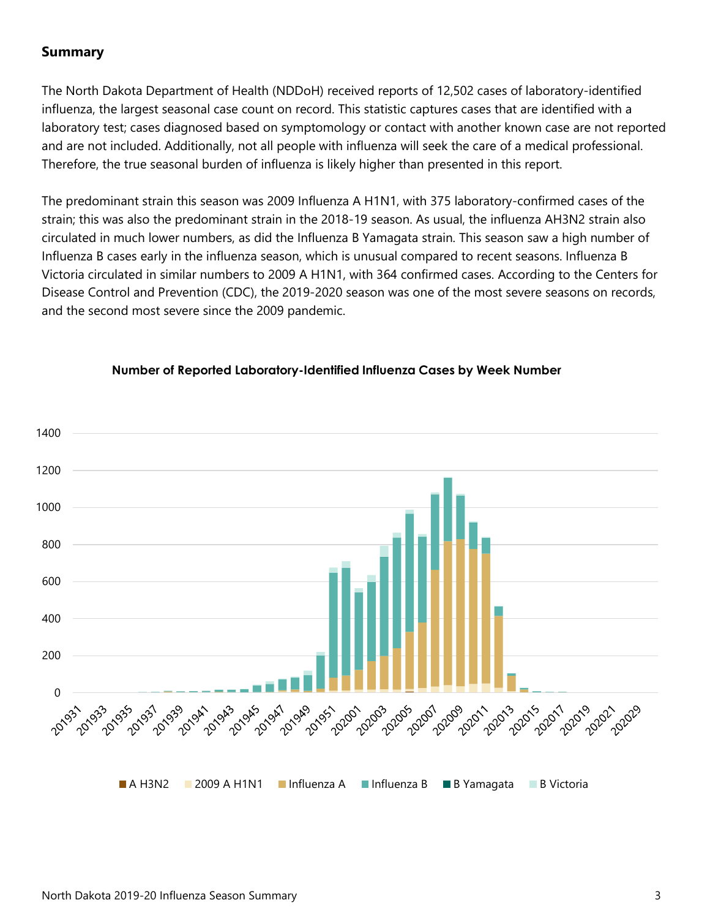## Summary

The North Dakota Department of Health (NDDoH) received reports of 12,502 cases of laboratory-identified influenza, the largest seasonal case count on record. This statistic captures cases that are identified with a laboratory test; cases diagnosed based on symptomology or contact with another known case are not reported and are not included. Additionally, not all people with influenza will seek the care of a medical professional. Therefore, the true seasonal burden of influenza is likely higher than presented in this report.

The predominant strain this season was 2009 Influenza A H1N1, with 375 laboratory-confirmed cases of the strain; this was also the predominant strain in the 2018-19 season. As usual, the influenza AH3N2 strain also circulated in much lower numbers, as did the Influenza B Yamagata strain. This season saw a high number of Influenza B cases early in the influenza season, which is unusual compared to recent seasons. Influenza B Victoria circulated in similar numbers to 2009 A H1N1, with 364 confirmed cases. According to the Centers for Disease Control and Prevention (CDC), the 2019-2020 season was one of the most severe seasons on records, and the second most severe since the 2009 pandemic.

**Number of Reported Laboratory-Identified Influenza Cases by Week Number**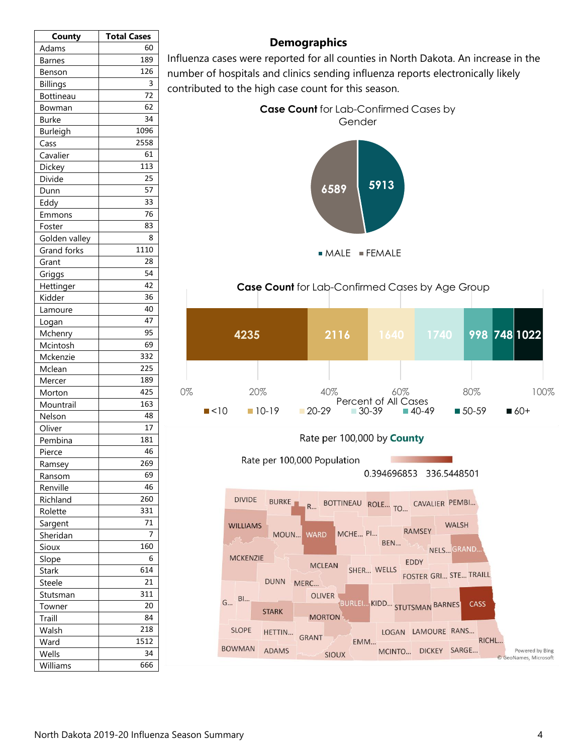| County | Total Cases |
|---|---|
| Adams | 60 |
| Barnes | 189 |
| Benson | 126 |
| Billings | 3 |
| Bottineau | 72 |
| Bowman | 62 |
| Burke | 34 |
| Burleigh | 1096 |
| Cass | 2558 |
| Cavalier | 61 |
| Dickey | 113 |
| Divide | 25 |
| Dunn | 57 |
| Eddy | 33 |
| Emmons | 76 |
| Foster | 83 |
| Golden valley | 8 |
| Grand forks | 1110 |
| Grant | 28 |
| Griggs | 54 |
| Hettinger | 42 |
| Kidder | 36 |
| Lamoure | 40 |
| Logan | 47 |
| Mchenry | 95 |
| Mcintosh | 69 |
| Mckenzie | 332 |
| Mclean | 225 |
| Mercer | 189 |
| Morton | 425 |
| Mountrail | 163 |
| Nelson | 48 |
| Oliver | 17 |
| Pembina | 181 |
| Pierce | 46 |
| Ramsey | 269 |
| Ransom | 69 |
| Renville | 46 |
| Richland | 260 |
| Rolette | 331 |
| Sargent | 71 |
| Sheridan | 7 |
| Sioux | 160 |
| Slope | 6 |
| Stark | 614 |
| Steele | 21 |
| Stutsman | 311 |
| Towner | 20 |
| Traill | 84 |
| Walsh | 218 |
| Ward | 1512 |
| Wells | 34 |
| Williams | 666 |

## Demographics

Influenza cases were reported for all counties in North Dakota. An increase in the number of hospitals and clinics sending influenza reports electronically likely contributed to the high case count for this season.

**Case Count** for Lab-Confirmed Cases by Gender

| Gender | Cases |
|---|---|
| MALE | 5913 |
| FEMALE | 6589 |

**Case Count** for Lab-Confirmed Cases by Age Group

| Age Group | Cases |
|---|---|
| <10 | 4235 |
| 10-19 | 2116 |
| 20-29 | 1640 |
| 30-39 | 1740 |
| 40-49 | 998 |
| 50-59 | 748 |
| 60+ | 1022 |

Percent of All Cases

Rate per 100,000 by **County**

Rate per 100,000 Population: 0.394696853 – 336.5448501

Powered by Bing
© GeoNames, Microsoft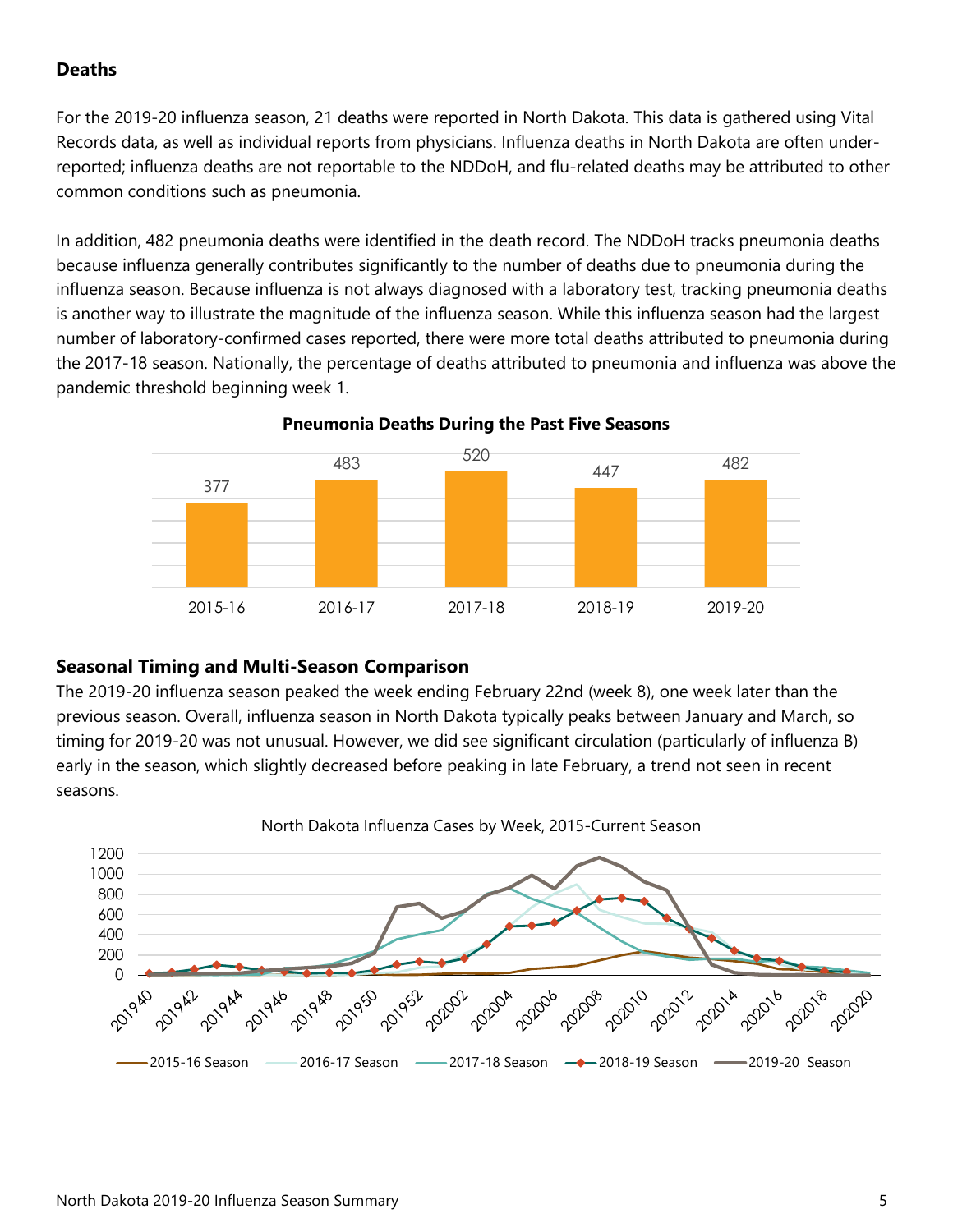### Deaths

For the 2019-20 influenza season, 21 deaths were reported in North Dakota. This data is gathered using Vital Records data, as well as individual reports from physicians. Influenza deaths in North Dakota are often under-reported; influenza deaths are not reportable to the NDDoH, and flu-related deaths may be attributed to other common conditions such as pneumonia.

In addition, 482 pneumonia deaths were identified in the death record. The NDDoH tracks pneumonia deaths because influenza generally contributes significantly to the number of deaths due to pneumonia during the influenza season. Because influenza is not always diagnosed with a laboratory test, tracking pneumonia deaths is another way to illustrate the magnitude of the influenza season. While this influenza season had the largest number of laboratory-confirmed cases reported, there were more total deaths attributed to pneumonia during the 2017-18 season. Nationally, the percentage of deaths attributed to pneumonia and influenza was above the pandemic threshold beginning week 1.

**Pneumonia Deaths During the Past Five Seasons**

| Season | Pneumonia Deaths |
|---|---|
| 2015-16 | 377 |
| 2016-17 | 483 |
| 2017-18 | 520 |
| 2018-19 | 447 |
| 2019-20 | 482 |

### Seasonal Timing and Multi-Season Comparison

The 2019-20 influenza season peaked the week ending February 22nd (week 8), one week later than the previous season. Overall, influenza season in North Dakota typically peaks between January and March, so timing for 2019-20 was not unusual. However, we did see significant circulation (particularly of influenza B) early in the season, which slightly decreased before peaking in late February, a trend not seen in recent seasons.

North Dakota Influenza Cases by Week, 2015-Current Season

Legend: 2015-16 Season, 2016-17 Season, 2017-18 Season, 2018-19 Season, 2019-20 Season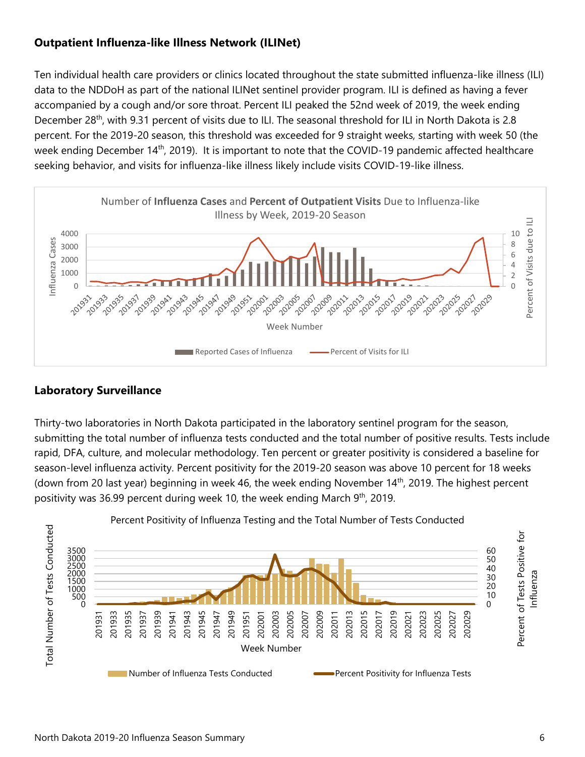## Outpatient Influenza-like Illness Network (ILINet)

Ten individual health care providers or clinics located throughout the state submitted influenza-like illness (ILI) data to the NDDoH as part of the national ILINet sentinel provider program. ILI is defined as having a fever accompanied by a cough and/or sore throat. Percent ILI peaked the 52nd week of 2019, the week ending December 28th, with 9.31 percent of visits due to ILI. The seasonal threshold for ILI in North Dakota is 2.8 percent. For the 2019-20 season, this threshold was exceeded for 9 straight weeks, starting with week 50 (the week ending December 14th, 2019). It is important to note that the COVID-19 pandemic affected healthcare seeking behavior, and visits for influenza-like illness likely include visits COVID-19-like illness.

Number of **Influenza Cases** and **Percent of Outpatient Visits** Due to Influenza-like Illness by Week, 2019-20 Season

## Laboratory Surveillance

Thirty-two laboratories in North Dakota participated in the laboratory sentinel program for the season, submitting the total number of influenza tests conducted and the total number of positive results. Tests include rapid, DFA, culture, and molecular methodology. Ten percent or greater positivity is considered a baseline for season-level influenza activity. Percent positivity for the 2019-20 season was above 10 percent for 18 weeks (down from 20 last year) beginning in week 46, the week ending November 14th, 2019. The highest percent positivity was 36.99 percent during week 10, the week ending March 9th, 2019.

Percent Positivity of Influenza Testing and the Total Number of Tests Conducted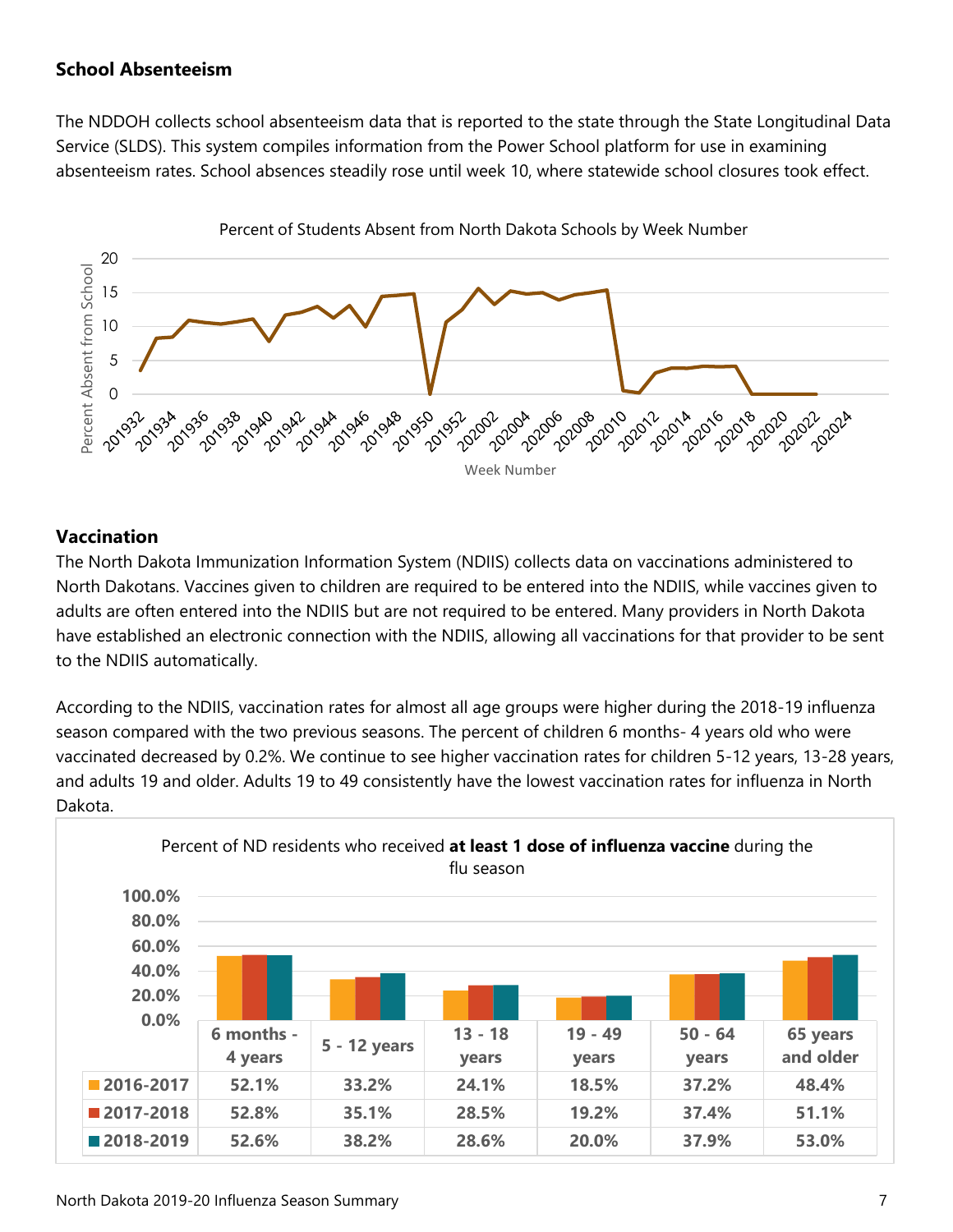### School Absenteeism

The NDDOH collects school absenteeism data that is reported to the state through the State Longitudinal Data Service (SLDS). This system compiles information from the Power School platform for use in examining absenteeism rates. School absences steadily rose until week 10, where statewide school closures took effect.

Percent of Students Absent from North Dakota Schools by Week Number

Percent Absent from School

20
15
10
5
0

201932 201934 201936 201938 201940 201942 201944 201946 201948 201950 201952 202002 202004 202006 202008 202010 202012 202014 202016 202018 202020 202022 202024

Week Number

### Vaccination

The North Dakota Immunization Information System (NDIIS) collects data on vaccinations administered to North Dakotans. Vaccines given to children are required to be entered into the NDIIS, while vaccines given to adults are often entered into the NDIIS but are not required to be entered. Many providers in North Dakota have established an electronic connection with the NDIIS, allowing all vaccinations for that provider to be sent to the NDIIS automatically.

According to the NDIIS, vaccination rates for almost all age groups were higher during the 2018-19 influenza season compared with the two previous seasons. The percent of children 6 months- 4 years old who were vaccinated decreased by 0.2%. We continue to see higher vaccination rates for children 5-12 years, 13-28 years, and adults 19 and older. Adults 19 to 49 consistently have the lowest vaccination rates for influenza in North Dakota.

Percent of ND residents who received **at least 1 dose of influenza vaccine** during the flu season

100.0%
80.0%
60.0%
40.0%
20.0%
0.0%

| | 6 months - 4 years | 5 - 12 years | 13 - 18 years | 19 - 49 years | 50 - 64 years | 65 years and older |
|---|---|---|---|---|---|---|
| 2016-2017 | 52.1% | 33.2% | 24.1% | 18.5% | 37.2% | 48.4% |
| 2017-2018 | 52.8% | 35.1% | 28.5% | 19.2% | 37.4% | 51.1% |
| 2018-2019 | 52.6% | 38.2% | 28.6% | 20.0% | 37.9% | 53.0% |